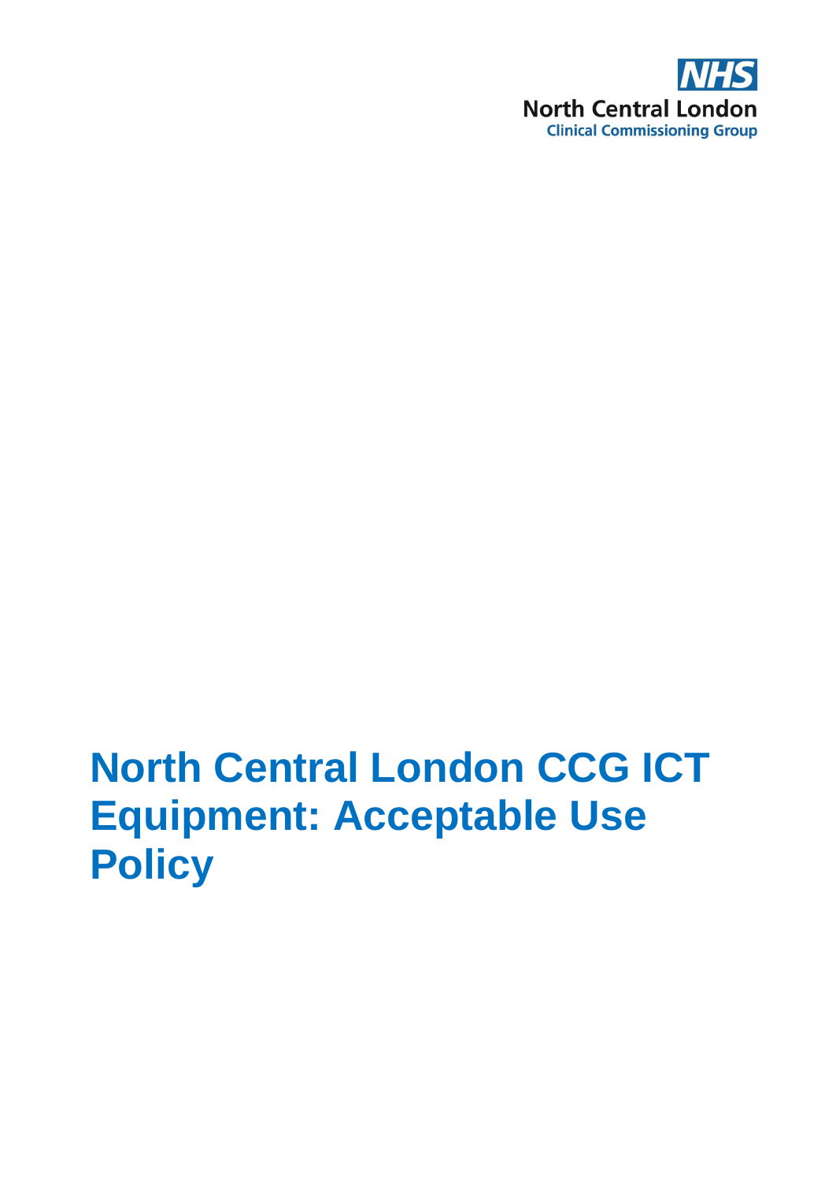NHS

North Central London

Clinical Commissioning Group

# North Central London CCG ICT Equipment: Acceptable Use Policy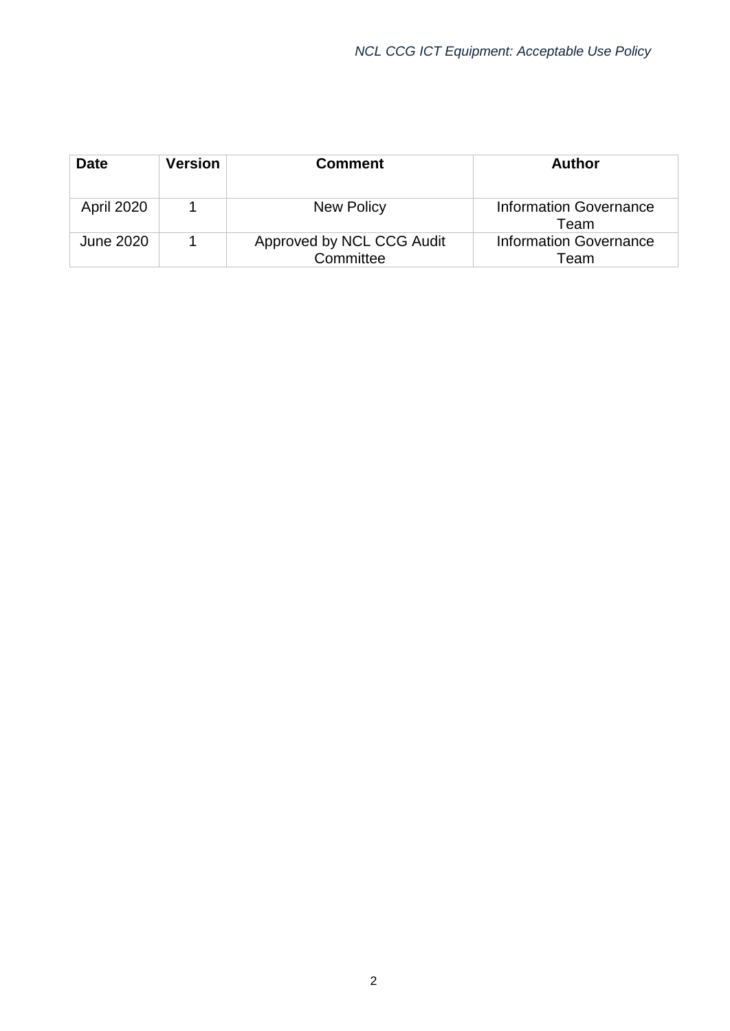| Date | Version | Comment | Author |
|---|---|---|---|
| April 2020 | 1 | New Policy | Information Governance Team |
| June 2020 | 1 | Approved by NCL CCG Audit Committee | Information Governance Team |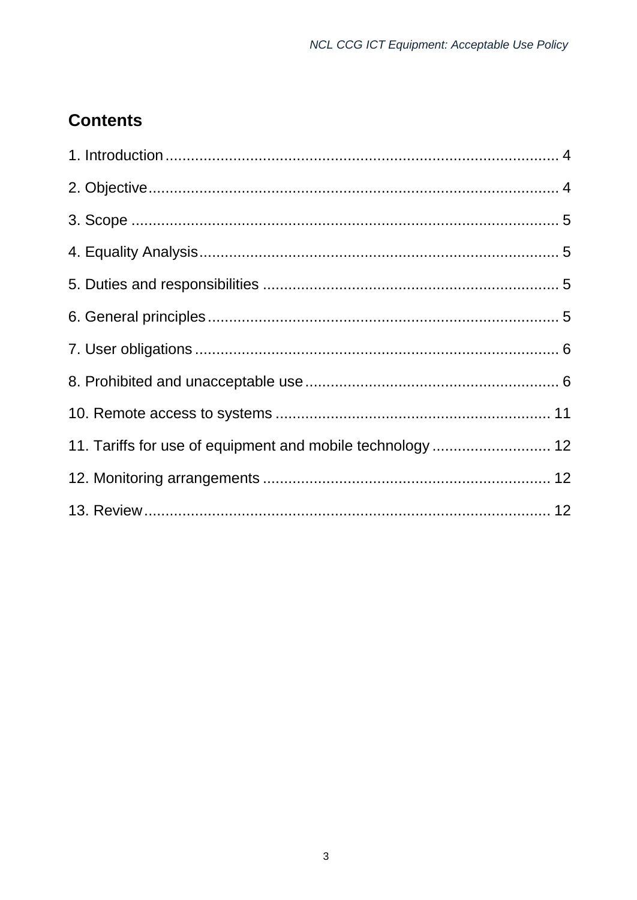## Contents

1. Introduction ............................................................................................. 4

2. Objective ................................................................................................. 4

3. Scope ...................................................................................................... 5

4. Equality Analysis ..................................................................................... 5

5. Duties and responsibilities ...................................................................... 5

6. General principles ................................................................................... 5

7. User obligations ...................................................................................... 6

8. Prohibited and unacceptable use ............................................................ 6

10. Remote access to systems ................................................................. 11

11. Tariffs for use of equipment and mobile technology ............................ 12

12. Monitoring arrangements .................................................................... 12

13. Review ................................................................................................ 12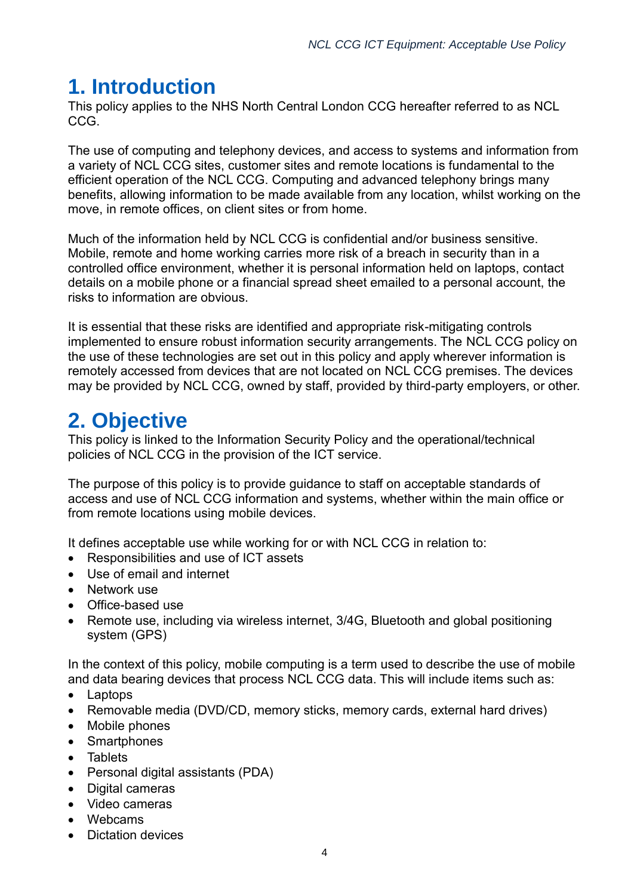# 1. Introduction

This policy applies to the NHS North Central London CCG hereafter referred to as NCL CCG.

The use of computing and telephony devices, and access to systems and information from a variety of NCL CCG sites, customer sites and remote locations is fundamental to the efficient operation of the NCL CCG. Computing and advanced telephony brings many benefits, allowing information to be made available from any location, whilst working on the move, in remote offices, on client sites or from home.

Much of the information held by NCL CCG is confidential and/or business sensitive. Mobile, remote and home working carries more risk of a breach in security than in a controlled office environment, whether it is personal information held on laptops, contact details on a mobile phone or a financial spread sheet emailed to a personal account, the risks to information are obvious.

It is essential that these risks are identified and appropriate risk-mitigating controls implemented to ensure robust information security arrangements. The NCL CCG policy on the use of these technologies are set out in this policy and apply wherever information is remotely accessed from devices that are not located on NCL CCG premises. The devices may be provided by NCL CCG, owned by staff, provided by third-party employers, or other.

# 2. Objective

This policy is linked to the Information Security Policy and the operational/technical policies of NCL CCG in the provision of the ICT service.

The purpose of this policy is to provide guidance to staff on acceptable standards of access and use of NCL CCG information and systems, whether within the main office or from remote locations using mobile devices.

It defines acceptable use while working for or with NCL CCG in relation to:

- Responsibilities and use of ICT assets
- Use of email and internet
- Network use
- Office-based use
- Remote use, including via wireless internet, 3/4G, Bluetooth and global positioning system (GPS)

In the context of this policy, mobile computing is a term used to describe the use of mobile and data bearing devices that process NCL CCG data. This will include items such as:

- Laptops
- Removable media (DVD/CD, memory sticks, memory cards, external hard drives)
- Mobile phones
- Smartphones
- Tablets
- Personal digital assistants (PDA)
- Digital cameras
- Video cameras
- Webcams
- Dictation devices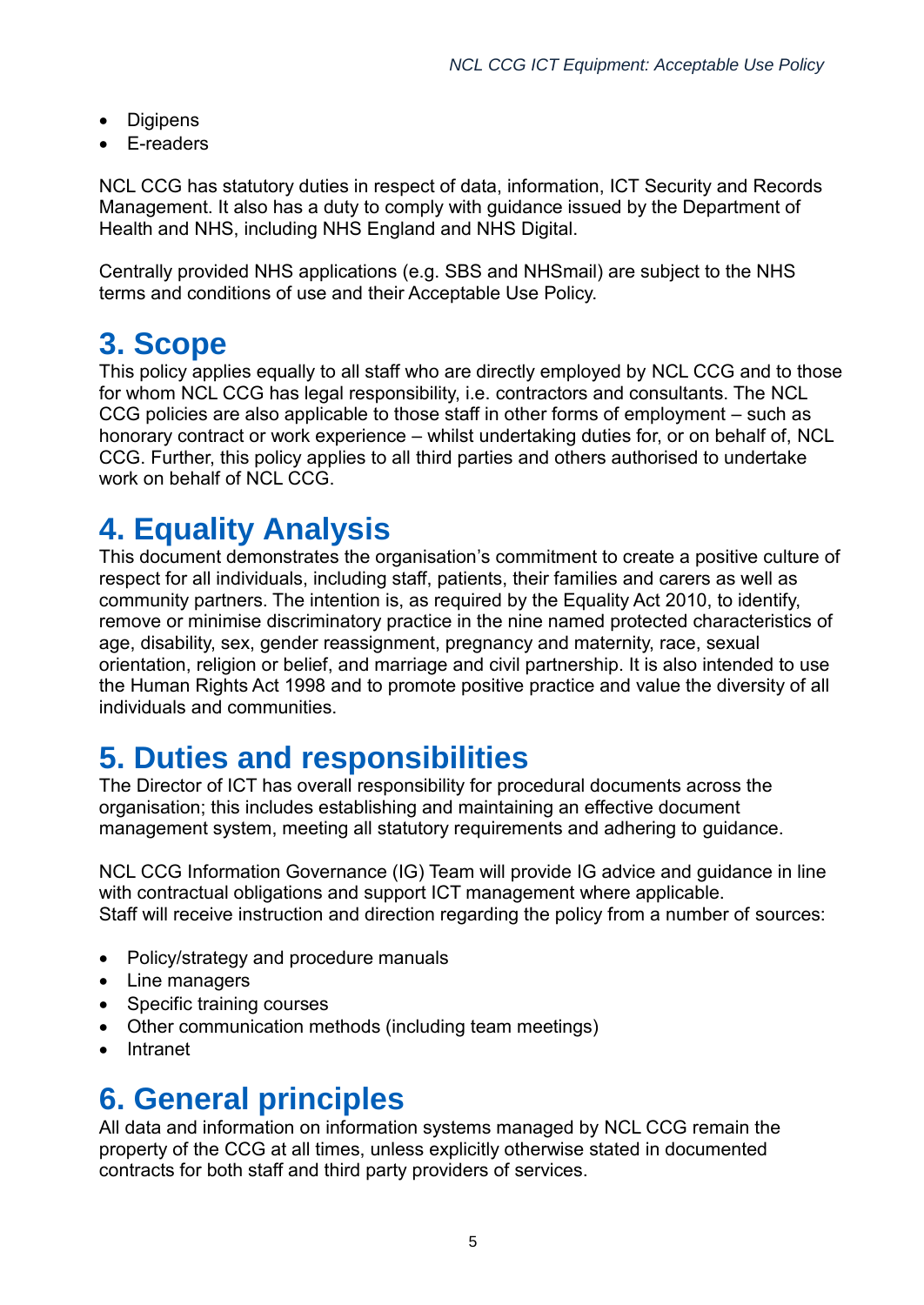- Digipens
- E-readers

NCL CCG has statutory duties in respect of data, information, ICT Security and Records Management. It also has a duty to comply with guidance issued by the Department of Health and NHS, including NHS England and NHS Digital.

Centrally provided NHS applications (e.g. SBS and NHSmail) are subject to the NHS terms and conditions of use and their Acceptable Use Policy.

# 3. Scope

This policy applies equally to all staff who are directly employed by NCL CCG and to those for whom NCL CCG has legal responsibility, i.e. contractors and consultants. The NCL CCG policies are also applicable to those staff in other forms of employment – such as honorary contract or work experience – whilst undertaking duties for, or on behalf of, NCL CCG. Further, this policy applies to all third parties and others authorised to undertake work on behalf of NCL CCG.

# 4. Equality Analysis

This document demonstrates the organisation's commitment to create a positive culture of respect for all individuals, including staff, patients, their families and carers as well as community partners. The intention is, as required by the Equality Act 2010, to identify, remove or minimise discriminatory practice in the nine named protected characteristics of age, disability, sex, gender reassignment, pregnancy and maternity, race, sexual orientation, religion or belief, and marriage and civil partnership. It is also intended to use the Human Rights Act 1998 and to promote positive practice and value the diversity of all individuals and communities.

# 5. Duties and responsibilities

The Director of ICT has overall responsibility for procedural documents across the organisation; this includes establishing and maintaining an effective document management system, meeting all statutory requirements and adhering to guidance.

NCL CCG Information Governance (IG) Team will provide IG advice and guidance in line with contractual obligations and support ICT management where applicable.
Staff will receive instruction and direction regarding the policy from a number of sources:

- Policy/strategy and procedure manuals
- Line managers
- Specific training courses
- Other communication methods (including team meetings)
- Intranet

# 6. General principles

All data and information on information systems managed by NCL CCG remain the property of the CCG at all times, unless explicitly otherwise stated in documented contracts for both staff and third party providers of services.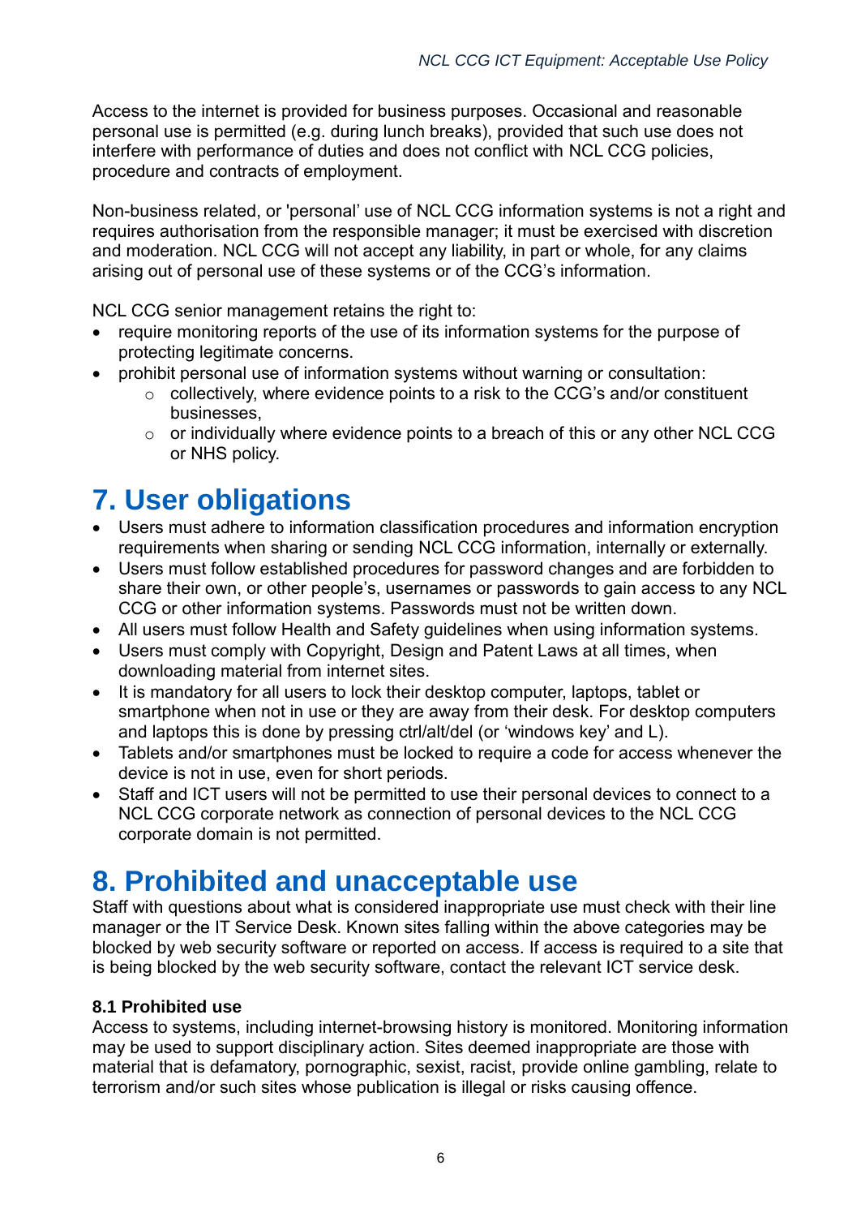Access to the internet is provided for business purposes. Occasional and reasonable personal use is permitted (e.g. during lunch breaks), provided that such use does not interfere with performance of duties and does not conflict with NCL CCG policies, procedure and contracts of employment.

Non-business related, or 'personal' use of NCL CCG information systems is not a right and requires authorisation from the responsible manager; it must be exercised with discretion and moderation. NCL CCG will not accept any liability, in part or whole, for any claims arising out of personal use of these systems or of the CCG's information.

NCL CCG senior management retains the right to:

- require monitoring reports of the use of its information systems for the purpose of protecting legitimate concerns.
- prohibit personal use of information systems without warning or consultation:
  - collectively, where evidence points to a risk to the CCG's and/or constituent businesses,
  - or individually where evidence points to a breach of this or any other NCL CCG or NHS policy.

# 7. User obligations

- Users must adhere to information classification procedures and information encryption requirements when sharing or sending NCL CCG information, internally or externally.
- Users must follow established procedures for password changes and are forbidden to share their own, or other people's, usernames or passwords to gain access to any NCL CCG or other information systems. Passwords must not be written down.
- All users must follow Health and Safety guidelines when using information systems.
- Users must comply with Copyright, Design and Patent Laws at all times, when downloading material from internet sites.
- It is mandatory for all users to lock their desktop computer, laptops, tablet or smartphone when not in use or they are away from their desk. For desktop computers and laptops this is done by pressing ctrl/alt/del (or 'windows key' and L).
- Tablets and/or smartphones must be locked to require a code for access whenever the device is not in use, even for short periods.
- Staff and ICT users will not be permitted to use their personal devices to connect to a NCL CCG corporate network as connection of personal devices to the NCL CCG corporate domain is not permitted.

# 8. Prohibited and unacceptable use

Staff with questions about what is considered inappropriate use must check with their line manager or the IT Service Desk. Known sites falling within the above categories may be blocked by web security software or reported on access. If access is required to a site that is being blocked by the web security software, contact the relevant ICT service desk.

### 8.1 Prohibited use

Access to systems, including internet-browsing history is monitored. Monitoring information may be used to support disciplinary action. Sites deemed inappropriate are those with material that is defamatory, pornographic, sexist, racist, provide online gambling, relate to terrorism and/or such sites whose publication is illegal or risks causing offence.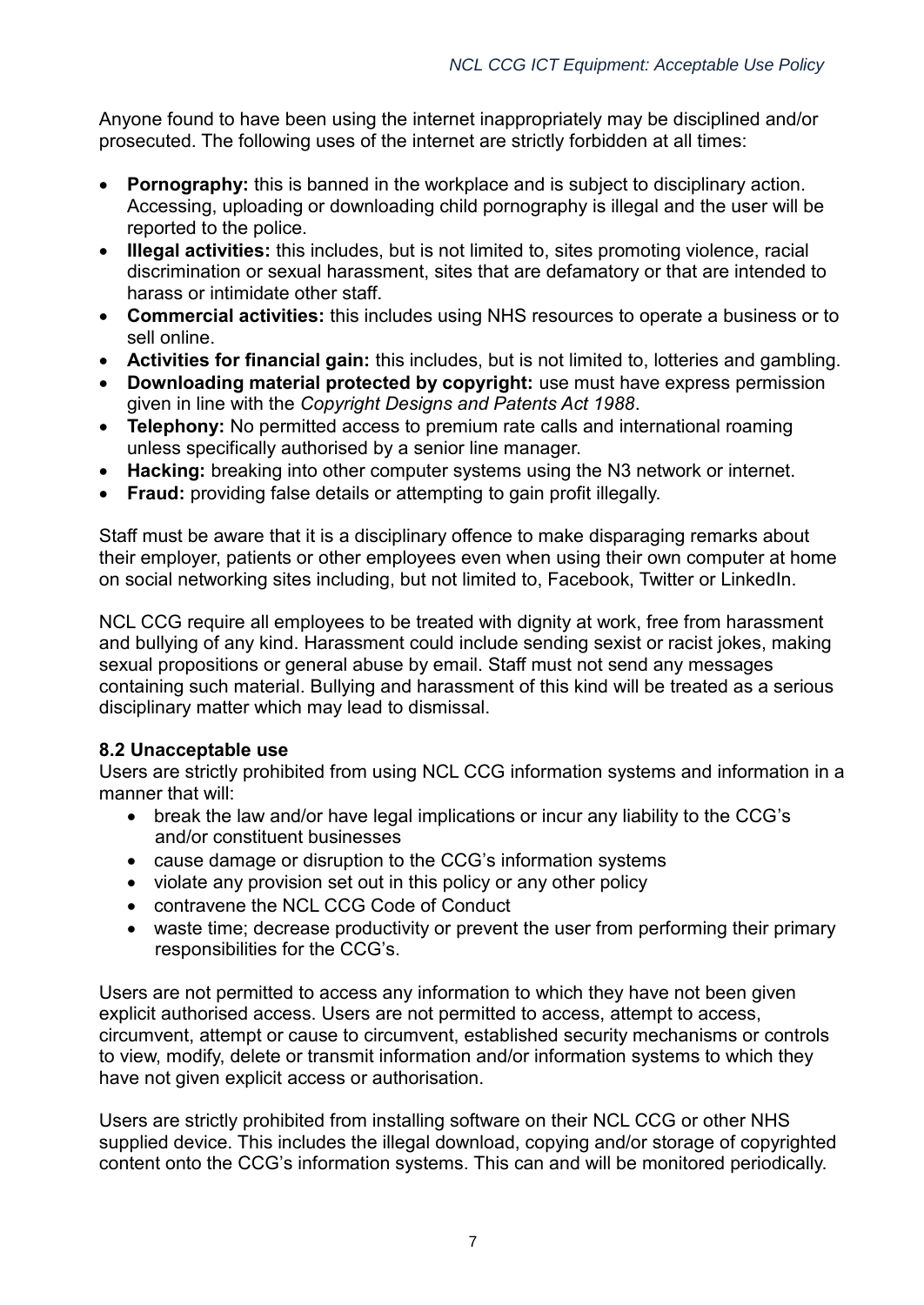Anyone found to have been using the internet inappropriately may be disciplined and/or prosecuted. The following uses of the internet are strictly forbidden at all times:

- **Pornography:** this is banned in the workplace and is subject to disciplinary action. Accessing, uploading or downloading child pornography is illegal and the user will be reported to the police.
- **Illegal activities:** this includes, but is not limited to, sites promoting violence, racial discrimination or sexual harassment, sites that are defamatory or that are intended to harass or intimidate other staff.
- **Commercial activities:** this includes using NHS resources to operate a business or to sell online.
- **Activities for financial gain:** this includes, but is not limited to, lotteries and gambling.
- **Downloading material protected by copyright:** use must have express permission given in line with the *Copyright Designs and Patents Act 1988*.
- **Telephony:** No permitted access to premium rate calls and international roaming unless specifically authorised by a senior line manager.
- **Hacking:** breaking into other computer systems using the N3 network or internet.
- **Fraud:** providing false details or attempting to gain profit illegally.

Staff must be aware that it is a disciplinary offence to make disparaging remarks about their employer, patients or other employees even when using their own computer at home on social networking sites including, but not limited to, Facebook, Twitter or LinkedIn.

NCL CCG require all employees to be treated with dignity at work, free from harassment and bullying of any kind. Harassment could include sending sexist or racist jokes, making sexual propositions or general abuse by email. Staff must not send any messages containing such material. Bullying and harassment of this kind will be treated as a serious disciplinary matter which may lead to dismissal.

### 8.2 Unacceptable use

Users are strictly prohibited from using NCL CCG information systems and information in a manner that will:

- break the law and/or have legal implications or incur any liability to the CCG's and/or constituent businesses
- cause damage or disruption to the CCG's information systems
- violate any provision set out in this policy or any other policy
- contravene the NCL CCG Code of Conduct
- waste time; decrease productivity or prevent the user from performing their primary responsibilities for the CCG's.

Users are not permitted to access any information to which they have not been given explicit authorised access. Users are not permitted to access, attempt to access, circumvent, attempt or cause to circumvent, established security mechanisms or controls to view, modify, delete or transmit information and/or information systems to which they have not given explicit access or authorisation.

Users are strictly prohibited from installing software on their NCL CCG or other NHS supplied device. This includes the illegal download, copying and/or storage of copyrighted content onto the CCG's information systems. This can and will be monitored periodically.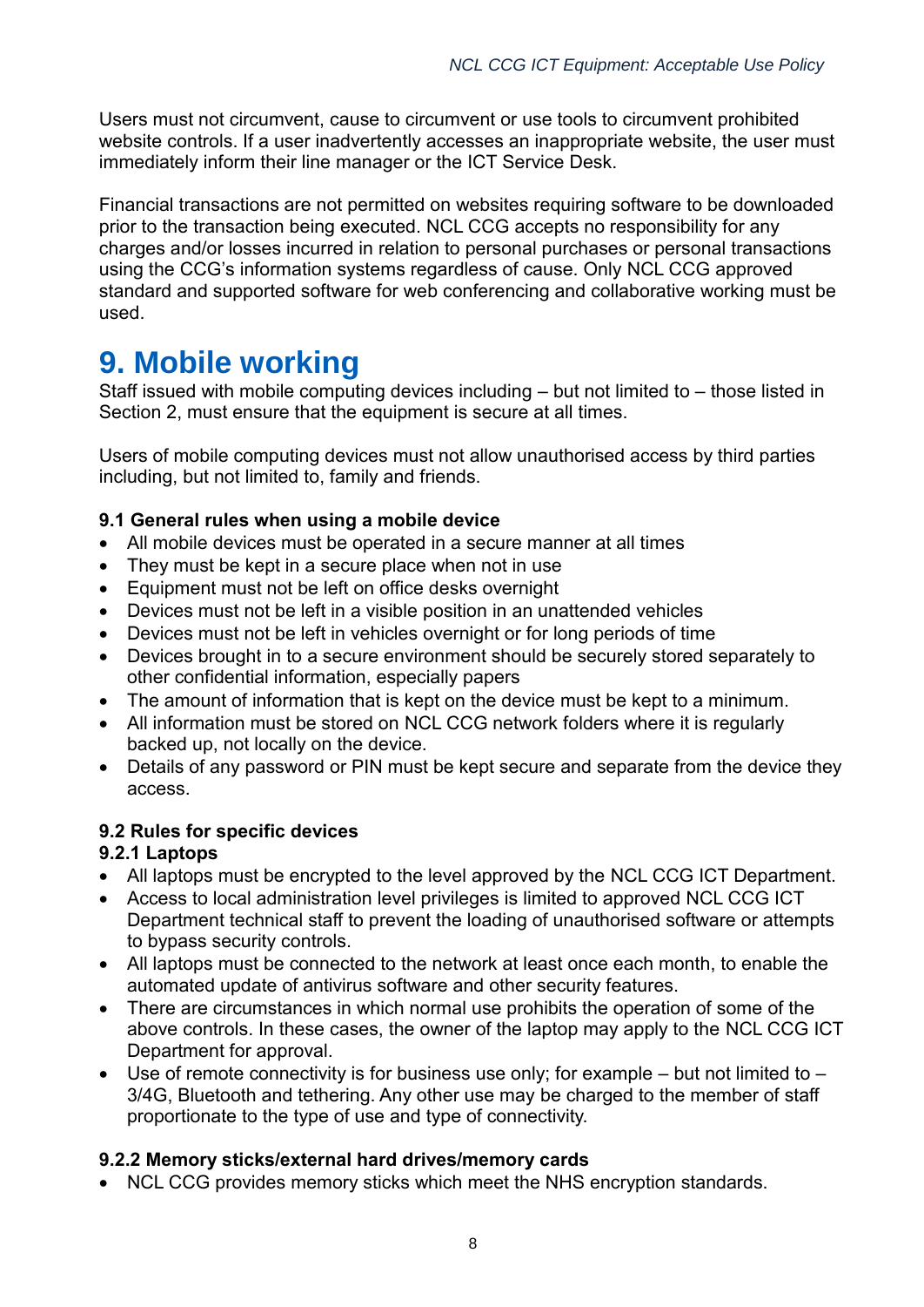Users must not circumvent, cause to circumvent or use tools to circumvent prohibited website controls. If a user inadvertently accesses an inappropriate website, the user must immediately inform their line manager or the ICT Service Desk.

Financial transactions are not permitted on websites requiring software to be downloaded prior to the transaction being executed. NCL CCG accepts no responsibility for any charges and/or losses incurred in relation to personal purchases or personal transactions using the CCG's information systems regardless of cause. Only NCL CCG approved standard and supported software for web conferencing and collaborative working must be used.

# 9. Mobile working

Staff issued with mobile computing devices including – but not limited to – those listed in Section 2, must ensure that the equipment is secure at all times.

Users of mobile computing devices must not allow unauthorised access by third parties including, but not limited to, family and friends.

**9.1 General rules when using a mobile device**

- All mobile devices must be operated in a secure manner at all times
- They must be kept in a secure place when not in use
- Equipment must not be left on office desks overnight
- Devices must not be left in a visible position in an unattended vehicles
- Devices must not be left in vehicles overnight or for long periods of time
- Devices brought in to a secure environment should be securely stored separately to other confidential information, especially papers
- The amount of information that is kept on the device must be kept to a minimum.
- All information must be stored on NCL CCG network folders where it is regularly backed up, not locally on the device.
- Details of any password or PIN must be kept secure and separate from the device they access.

**9.2 Rules for specific devices**

**9.2.1 Laptops**

- All laptops must be encrypted to the level approved by the NCL CCG ICT Department.
- Access to local administration level privileges is limited to approved NCL CCG ICT Department technical staff to prevent the loading of unauthorised software or attempts to bypass security controls.
- All laptops must be connected to the network at least once each month, to enable the automated update of antivirus software and other security features.
- There are circumstances in which normal use prohibits the operation of some of the above controls. In these cases, the owner of the laptop may apply to the NCL CCG ICT Department for approval.
- Use of remote connectivity is for business use only; for example – but not limited to – 3/4G, Bluetooth and tethering. Any other use may be charged to the member of staff proportionate to the type of use and type of connectivity.

**9.2.2 Memory sticks/external hard drives/memory cards**

- NCL CCG provides memory sticks which meet the NHS encryption standards.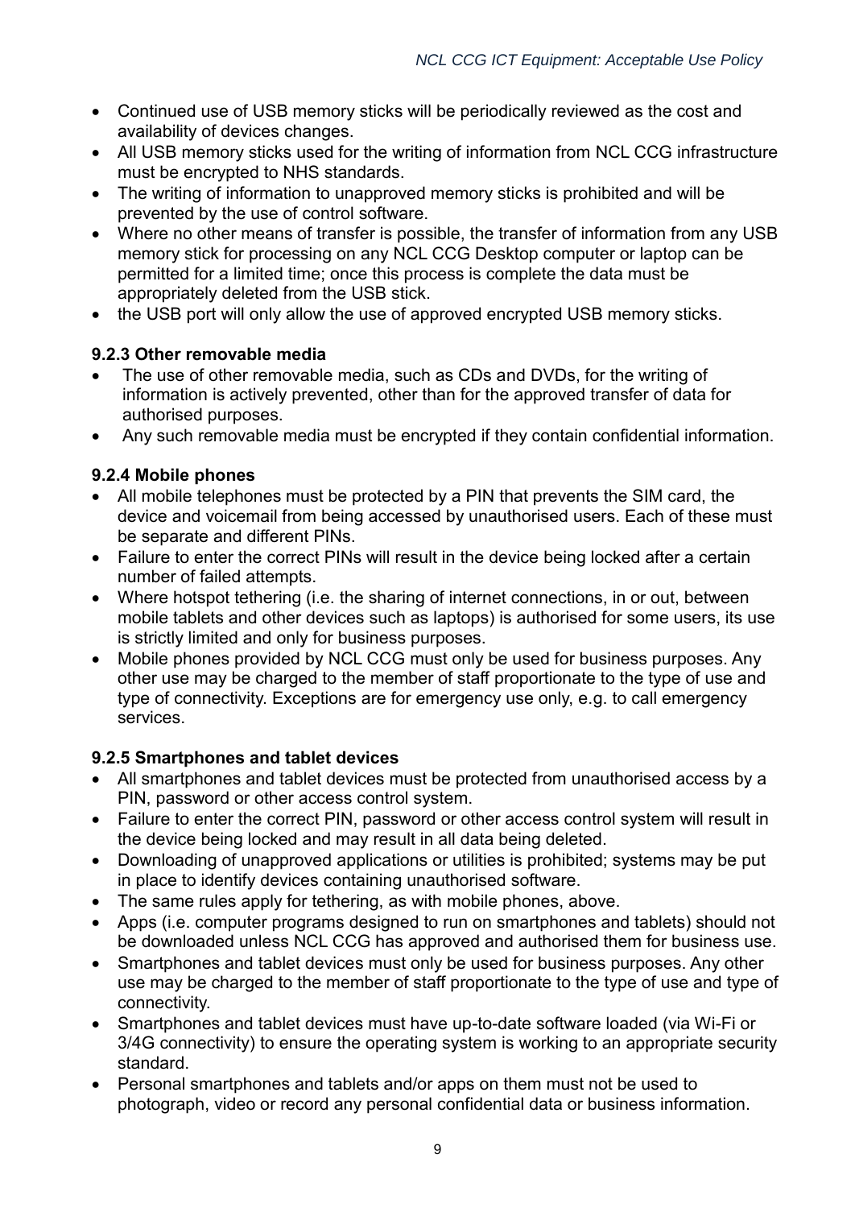- Continued use of USB memory sticks will be periodically reviewed as the cost and availability of devices changes.
- All USB memory sticks used for the writing of information from NCL CCG infrastructure must be encrypted to NHS standards.
- The writing of information to unapproved memory sticks is prohibited and will be prevented by the use of control software.
- Where no other means of transfer is possible, the transfer of information from any USB memory stick for processing on any NCL CCG Desktop computer or laptop can be permitted for a limited time; once this process is complete the data must be appropriately deleted from the USB stick.
- the USB port will only allow the use of approved encrypted USB memory sticks.

#### 9.2.3 Other removable media

- The use of other removable media, such as CDs and DVDs, for the writing of information is actively prevented, other than for the approved transfer of data for authorised purposes.
- Any such removable media must be encrypted if they contain confidential information.

#### 9.2.4 Mobile phones

- All mobile telephones must be protected by a PIN that prevents the SIM card, the device and voicemail from being accessed by unauthorised users. Each of these must be separate and different PINs.
- Failure to enter the correct PINs will result in the device being locked after a certain number of failed attempts.
- Where hotspot tethering (i.e. the sharing of internet connections, in or out, between mobile tablets and other devices such as laptops) is authorised for some users, its use is strictly limited and only for business purposes.
- Mobile phones provided by NCL CCG must only be used for business purposes. Any other use may be charged to the member of staff proportionate to the type of use and type of connectivity. Exceptions are for emergency use only, e.g. to call emergency services.

#### 9.2.5 Smartphones and tablet devices

- All smartphones and tablet devices must be protected from unauthorised access by a PIN, password or other access control system.
- Failure to enter the correct PIN, password or other access control system will result in the device being locked and may result in all data being deleted.
- Downloading of unapproved applications or utilities is prohibited; systems may be put in place to identify devices containing unauthorised software.
- The same rules apply for tethering, as with mobile phones, above.
- Apps (i.e. computer programs designed to run on smartphones and tablets) should not be downloaded unless NCL CCG has approved and authorised them for business use.
- Smartphones and tablet devices must only be used for business purposes. Any other use may be charged to the member of staff proportionate to the type of use and type of connectivity.
- Smartphones and tablet devices must have up-to-date software loaded (via Wi-Fi or 3/4G connectivity) to ensure the operating system is working to an appropriate security standard.
- Personal smartphones and tablets and/or apps on them must not be used to photograph, video or record any personal confidential data or business information.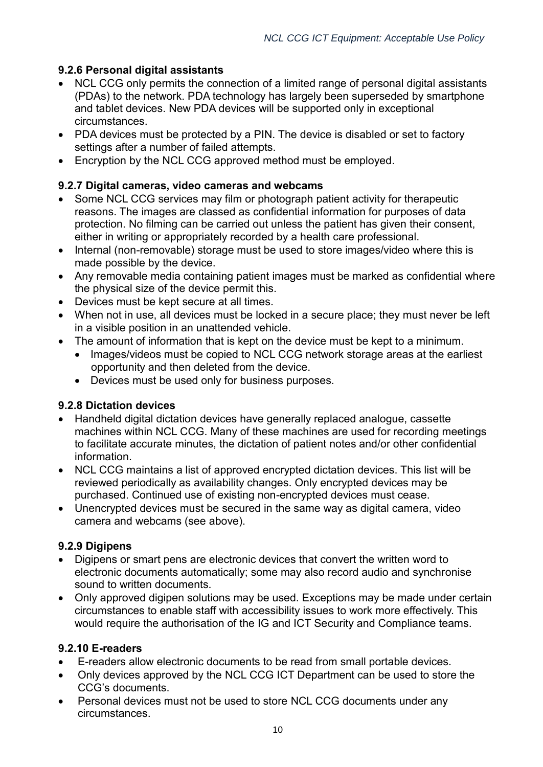### 9.2.6 Personal digital assistants

- NCL CCG only permits the connection of a limited range of personal digital assistants (PDAs) to the network. PDA technology has largely been superseded by smartphone and tablet devices. New PDA devices will be supported only in exceptional circumstances.
- PDA devices must be protected by a PIN. The device is disabled or set to factory settings after a number of failed attempts.
- Encryption by the NCL CCG approved method must be employed.

### 9.2.7 Digital cameras, video cameras and webcams

- Some NCL CCG services may film or photograph patient activity for therapeutic reasons. The images are classed as confidential information for purposes of data protection. No filming can be carried out unless the patient has given their consent, either in writing or appropriately recorded by a health care professional.
- Internal (non-removable) storage must be used to store images/video where this is made possible by the device.
- Any removable media containing patient images must be marked as confidential where the physical size of the device permit this.
- Devices must be kept secure at all times.
- When not in use, all devices must be locked in a secure place; they must never be left in a visible position in an unattended vehicle.
- The amount of information that is kept on the device must be kept to a minimum.
  - Images/videos must be copied to NCL CCG network storage areas at the earliest opportunity and then deleted from the device.
  - Devices must be used only for business purposes.

### 9.2.8 Dictation devices

- Handheld digital dictation devices have generally replaced analogue, cassette machines within NCL CCG. Many of these machines are used for recording meetings to facilitate accurate minutes, the dictation of patient notes and/or other confidential information.
- NCL CCG maintains a list of approved encrypted dictation devices. This list will be reviewed periodically as availability changes. Only encrypted devices may be purchased. Continued use of existing non-encrypted devices must cease.
- Unencrypted devices must be secured in the same way as digital camera, video camera and webcams (see above).

### 9.2.9 Digipens

- Digipens or smart pens are electronic devices that convert the written word to electronic documents automatically; some may also record audio and synchronise sound to written documents.
- Only approved digipen solutions may be used. Exceptions may be made under certain circumstances to enable staff with accessibility issues to work more effectively. This would require the authorisation of the IG and ICT Security and Compliance teams.

### 9.2.10 E-readers

- E-readers allow electronic documents to be read from small portable devices.
- Only devices approved by the NCL CCG ICT Department can be used to store the CCG's documents.
- Personal devices must not be used to store NCL CCG documents under any circumstances.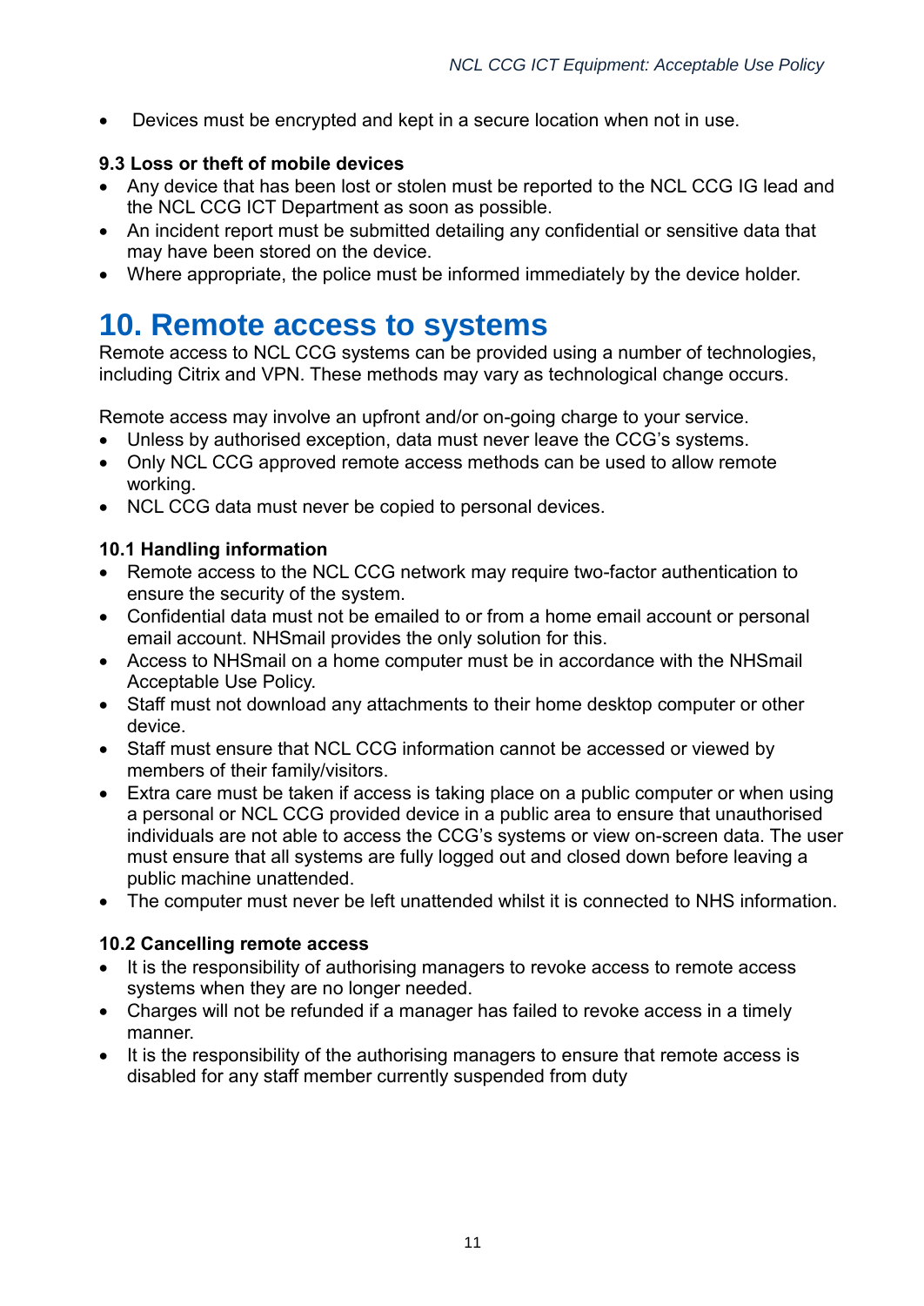- Devices must be encrypted and kept in a secure location when not in use.

**9.3 Loss or theft of mobile devices**

- Any device that has been lost or stolen must be reported to the NCL CCG IG lead and the NCL CCG ICT Department as soon as possible.
- An incident report must be submitted detailing any confidential or sensitive data that may have been stored on the device.
- Where appropriate, the police must be informed immediately by the device holder.

# 10. Remote access to systems

Remote access to NCL CCG systems can be provided using a number of technologies, including Citrix and VPN. These methods may vary as technological change occurs.

Remote access may involve an upfront and/or on-going charge to your service.

- Unless by authorised exception, data must never leave the CCG's systems.
- Only NCL CCG approved remote access methods can be used to allow remote working.
- NCL CCG data must never be copied to personal devices.

**10.1 Handling information**

- Remote access to the NCL CCG network may require two-factor authentication to ensure the security of the system.
- Confidential data must not be emailed to or from a home email account or personal email account. NHSmail provides the only solution for this.
- Access to NHSmail on a home computer must be in accordance with the NHSmail Acceptable Use Policy.
- Staff must not download any attachments to their home desktop computer or other device.
- Staff must ensure that NCL CCG information cannot be accessed or viewed by members of their family/visitors.
- Extra care must be taken if access is taking place on a public computer or when using a personal or NCL CCG provided device in a public area to ensure that unauthorised individuals are not able to access the CCG's systems or view on-screen data. The user must ensure that all systems are fully logged out and closed down before leaving a public machine unattended.
- The computer must never be left unattended whilst it is connected to NHS information.

**10.2 Cancelling remote access**

- It is the responsibility of authorising managers to revoke access to remote access systems when they are no longer needed.
- Charges will not be refunded if a manager has failed to revoke access in a timely manner.
- It is the responsibility of the authorising managers to ensure that remote access is disabled for any staff member currently suspended from duty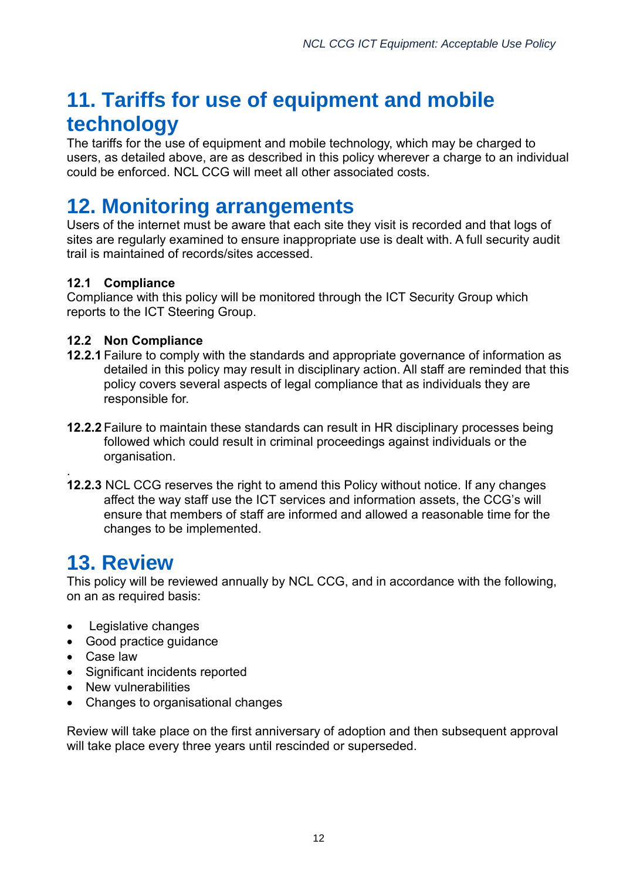# 11. Tariffs for use of equipment and mobile technology

The tariffs for the use of equipment and mobile technology, which may be charged to users, as detailed above, are as described in this policy wherever a charge to an individual could be enforced. NCL CCG will meet all other associated costs.

# 12. Monitoring arrangements

Users of the internet must be aware that each site they visit is recorded and that logs of sites are regularly examined to ensure inappropriate use is dealt with. A full security audit trail is maintained of records/sites accessed.

### 12.1 Compliance

Compliance with this policy will be monitored through the ICT Security Group which reports to the ICT Steering Group.

### 12.2 Non Compliance

**12.2.1** Failure to comply with the standards and appropriate governance of information as detailed in this policy may result in disciplinary action. All staff are reminded that this policy covers several aspects of legal compliance that as individuals they are responsible for.

**12.2.2** Failure to maintain these standards can result in HR disciplinary processes being followed which could result in criminal proceedings against individuals or the organisation.

.

**12.2.3** NCL CCG reserves the right to amend this Policy without notice. If any changes affect the way staff use the ICT services and information assets, the CCG's will ensure that members of staff are informed and allowed a reasonable time for the changes to be implemented.

# 13. Review

This policy will be reviewed annually by NCL CCG, and in accordance with the following, on an as required basis:

- Legislative changes
- Good practice guidance
- Case law
- Significant incidents reported
- New vulnerabilities
- Changes to organisational changes

Review will take place on the first anniversary of adoption and then subsequent approval will take place every three years until rescinded or superseded.